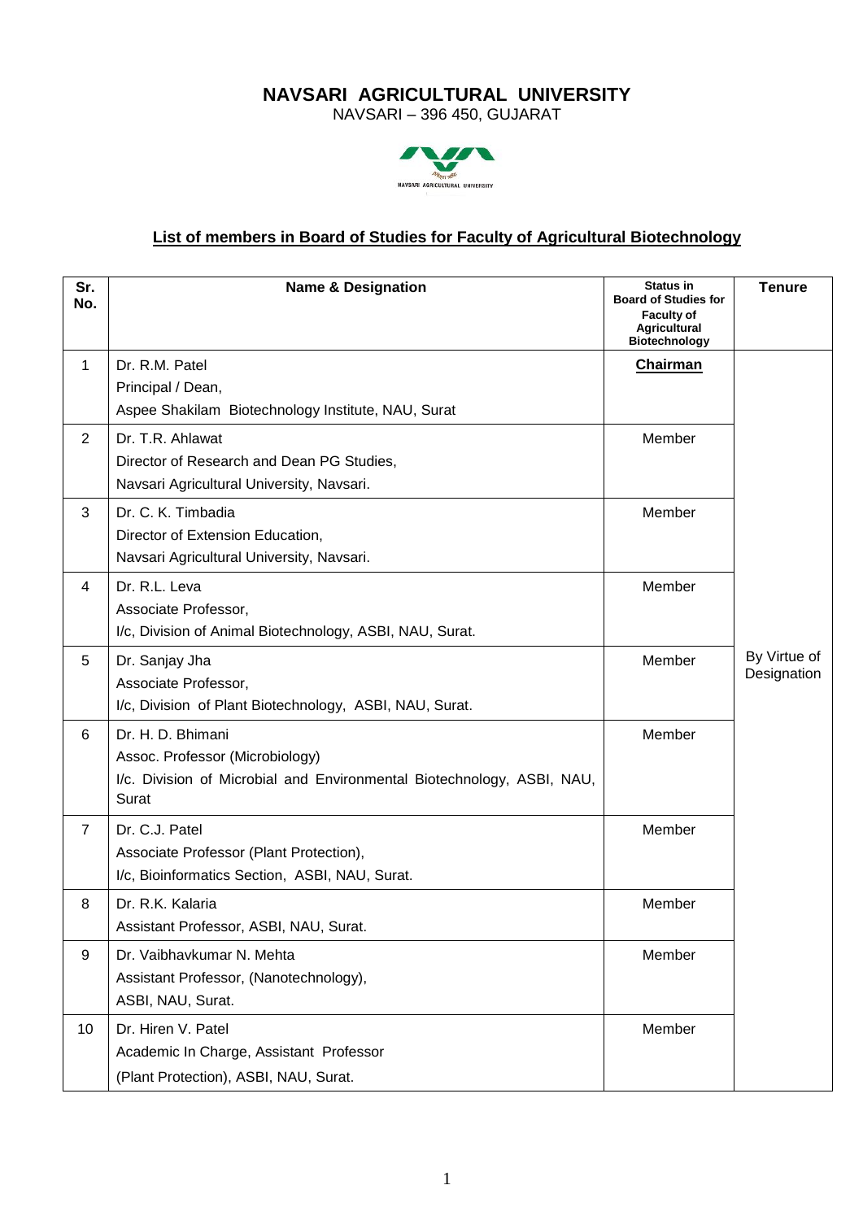# NAVSARI AGRICULTURAL UNIVERSITY

NAVSARI – 396 450, GUJARAT

## List of members in Board of Studies for Faculty of Agricultural Biotechnology

| Sr. No. | Name & Designation | Status in Board of Studies for Faculty of Agricultural Biotechnology | Tenure |
|---|---|---|---|
| 1 | Dr. R.M. Patel<br>Principal / Dean,<br>Aspee Shakilam Biotechnology Institute, NAU, Surat | **Chairman** | By Virtue of Designation |
| 2 | Dr. T.R. Ahlawat<br>Director of Research and Dean PG Studies,<br>Navsari Agricultural University, Navsari. | Member | |
| 3 | Dr. C. K. Timbadia<br>Director of Extension Education,<br>Navsari Agricultural University, Navsari. | Member | |
| 4 | Dr. R.L. Leva<br>Associate Professor,<br>I/c, Division of Animal Biotechnology, ASBI, NAU, Surat. | Member | |
| 5 | Dr. Sanjay Jha<br>Associate Professor,<br>I/c, Division of Plant Biotechnology, ASBI, NAU, Surat. | Member | |
| 6 | Dr. H. D. Bhimani<br>Assoc. Professor (Microbiology)<br>I/c. Division of Microbial and Environmental Biotechnology, ASBI, NAU, Surat | Member | |
| 7 | Dr. C.J. Patel<br>Associate Professor (Plant Protection),<br>I/c, Bioinformatics Section, ASBI, NAU, Surat. | Member | |
| 8 | Dr. R.K. Kalaria<br>Assistant Professor, ASBI, NAU, Surat. | Member | |
| 9 | Dr. Vaibhavkumar N. Mehta<br>Assistant Professor, (Nanotechnology),<br>ASBI, NAU, Surat. | Member | |
| 10 | Dr. Hiren V. Patel<br>Academic In Charge, Assistant Professor<br>(Plant Protection), ASBI, NAU, Surat. | Member | |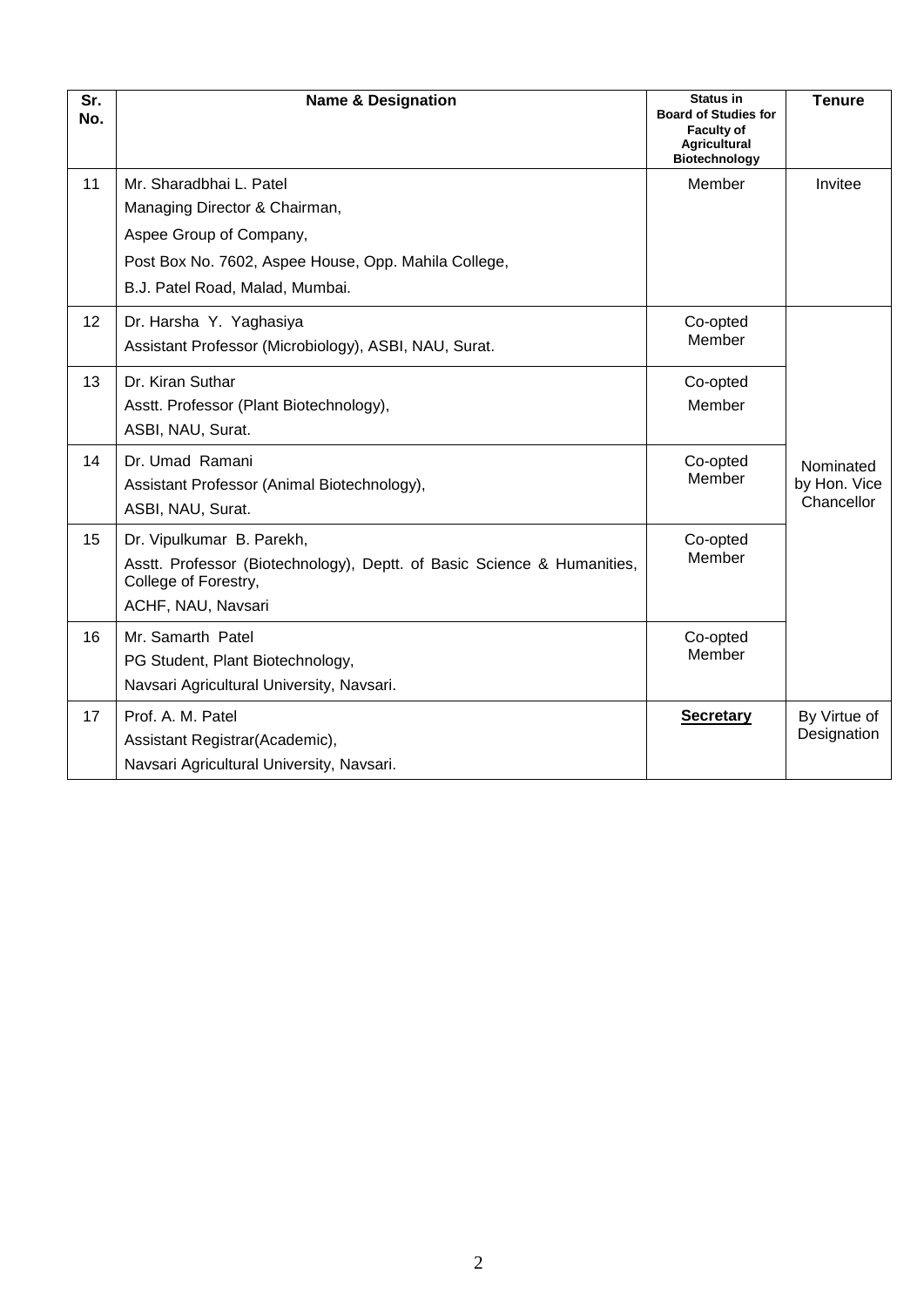| Sr. No. | Name & Designation | Status in Board of Studies for Faculty of Agricultural Biotechnology | Tenure |
|---|---|---|---|
| 11 | Mr. Sharadbhai L. Patel<br>Managing Director & Chairman,<br>Aspee Group of Company,<br>Post Box No. 7602, Aspee House, Opp. Mahila College,<br>B.J. Patel Road, Malad, Mumbai. | Member | Invitee |
| 12 | Dr. Harsha Y. Yaghasiya<br>Assistant Professor (Microbiology), ASBI, NAU, Surat. | Co-opted Member | Nominated by Hon. Vice Chancellor |
| 13 | Dr. Kiran Suthar<br>Asstt. Professor (Plant Biotechnology),<br>ASBI, NAU, Surat. | Co-opted Member | |
| 14 | Dr. Umad Ramani<br>Assistant Professor (Animal Biotechnology),<br>ASBI, NAU, Surat. | Co-opted Member | |
| 15 | Dr. Vipulkumar B. Parekh,<br>Asstt. Professor (Biotechnology), Deptt. of Basic Science & Humanities, College of Forestry,<br>ACHF, NAU, Navsari | Co-opted Member | |
| 16 | Mr. Samarth Patel<br>PG Student, Plant Biotechnology,<br>Navsari Agricultural University, Navsari. | Co-opted Member | |
| 17 | Prof. A. M. Patel<br>Assistant Registrar(Academic),<br>Navsari Agricultural University, Navsari. | **Secretary** | By Virtue of Designation |